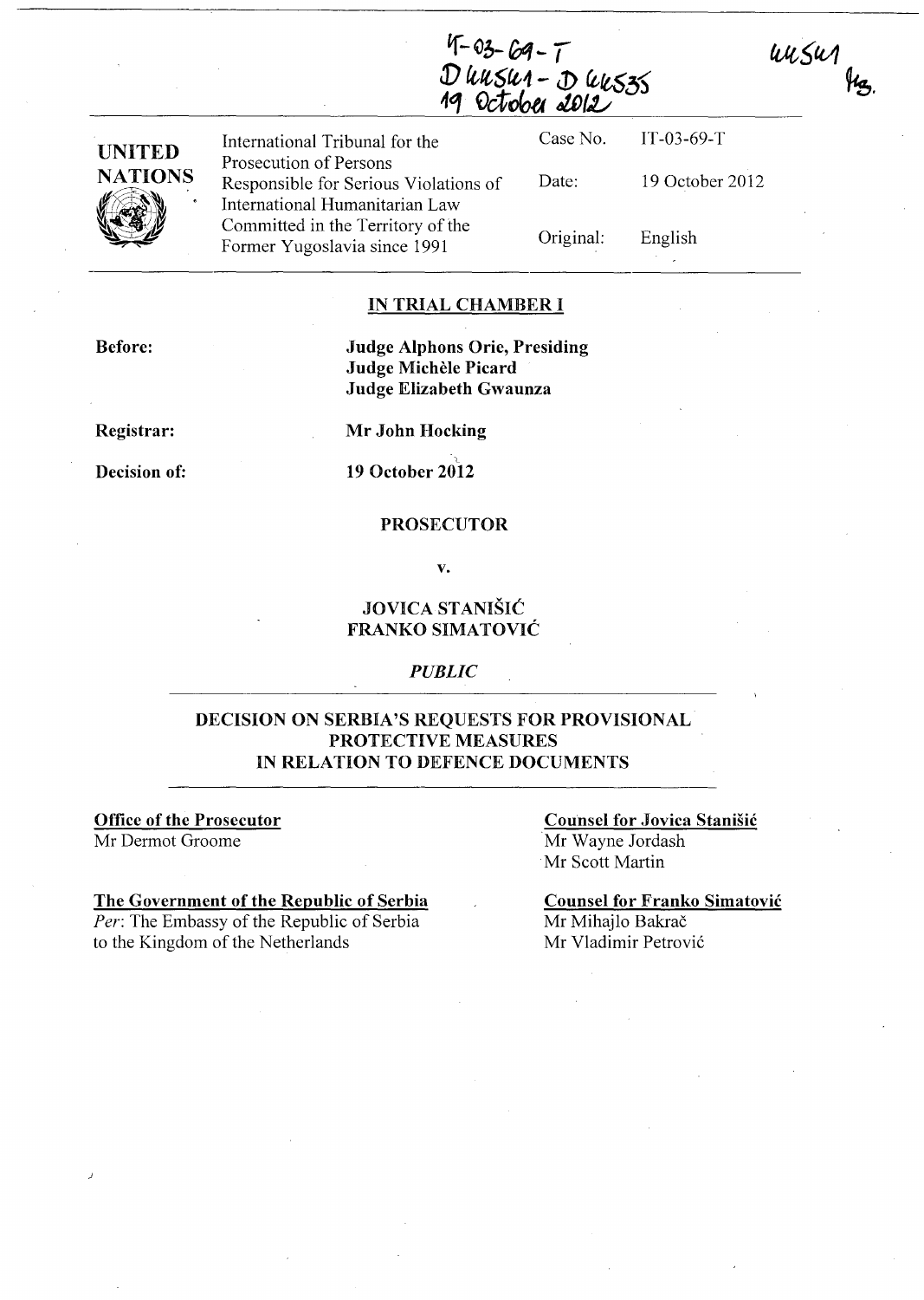IT-03-69-T
D44541 - D44535
19 October 2012

44541
MB.

| UNITED NATIONS | International Tribunal for the Prosecution of Persons Responsible for Serious Violations of International Humanitarian Law Committed in the Territory of the Former Yugoslavia since 1991 | Case No. | IT-03-69-T |
|---|---|---|---|
| | | Date: | 19 October 2012 |
| | | Original: | English |

## IN TRIAL CHAMBER I

**Before:**

**Judge Alphons Orie, Presiding**
**Judge Michèle Picard**
**Judge Elizabeth Gwaunza**

**Registrar:** **Mr John Hocking**

**Decision of:** **19 October 2012**

**PROSECUTOR**

**v.**

**JOVICA STANIŠIĆ**
**FRANKO SIMATOVIĆ**

*PUBLIC*

## DECISION ON SERBIA'S REQUESTS FOR PROVISIONAL PROTECTIVE MEASURES IN RELATION TO DEFENCE DOCUMENTS

**Office of the Prosecutor**
Mr Dermot Groome

**The Government of the Republic of Serbia**
*Per*: The Embassy of the Republic of Serbia to the Kingdom of the Netherlands

**Counsel for Jovica Stanišić**
Mr Wayne Jordash
Mr Scott Martin

**Counsel for Franko Simatović**
Mr Mihajlo Bakrač
Mr Vladimir Petrović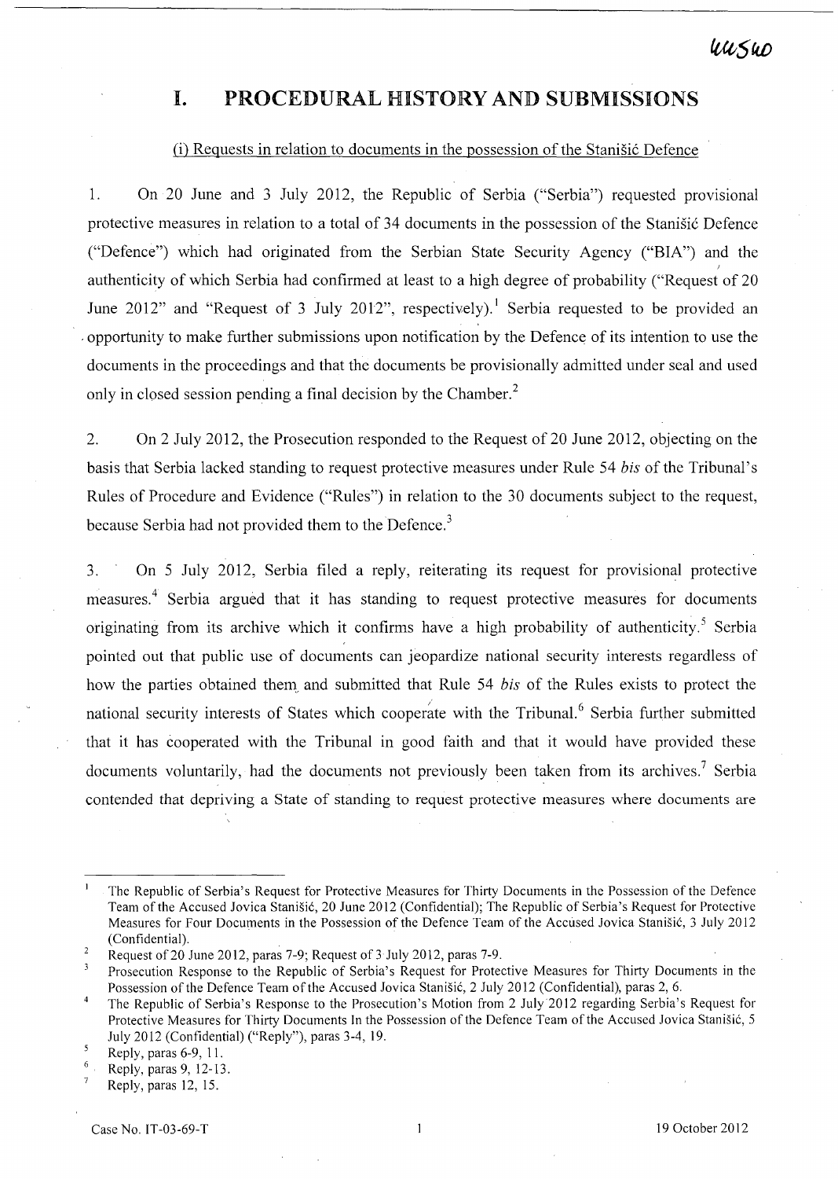# I. PROCEDURAL HISTORY AND SUBMISSIONS

(i) Requests in relation to documents in the possession of the Stanišić Defence

1. On 20 June and 3 July 2012, the Republic of Serbia ("Serbia") requested provisional protective measures in relation to a total of 34 documents in the possession of the Stanišić Defence ("Defence") which had originated from the Serbian State Security Agency ("BIA") and the authenticity of which Serbia had confirmed at least to a high degree of probability ("Request of 20 June 2012" and "Request of 3 July 2012", respectively).[1] Serbia requested to be provided an opportunity to make further submissions upon notification by the Defence of its intention to use the documents in the proceedings and that the documents be provisionally admitted under seal and used only in closed session pending a final decision by the Chamber.[2]

2. On 2 July 2012, the Prosecution responded to the Request of 20 June 2012, objecting on the basis that Serbia lacked standing to request protective measures under Rule 54 *bis* of the Tribunal's Rules of Procedure and Evidence ("Rules") in relation to the 30 documents subject to the request, because Serbia had not provided them to the Defence.[3]

3. On 5 July 2012, Serbia filed a reply, reiterating its request for provisional protective measures.[4] Serbia argued that it has standing to request protective measures for documents originating from its archive which it confirms have a high probability of authenticity.[5] Serbia pointed out that public use of documents can jeopardize national security interests regardless of how the parties obtained them and submitted that Rule 54 *bis* of the Rules exists to protect the national security interests of States which cooperate with the Tribunal.[6] Serbia further submitted that it has cooperated with the Tribunal in good faith and that it would have provided these documents voluntarily, had the documents not previously been taken from its archives.[7] Serbia contended that depriving a State of standing to request protective measures where documents are

---

[1] The Republic of Serbia's Request for Protective Measures for Thirty Documents in the Possession of the Defence Team of the Accused Jovica Stanišić, 20 June 2012 (Confidential); The Republic of Serbia's Request for Protective Measures for Four Documents in the Possession of the Defence Team of the Accused Jovica Stanišić, 3 July 2012 (Confidential).

[2] Request of 20 June 2012, paras 7-9; Request of 3 July 2012, paras 7-9.

[3] Prosecution Response to the Republic of Serbia's Request for Protective Measures for Thirty Documents in the Possession of the Defence Team of the Accused Jovica Stanišić, 2 July 2012 (Confidential), paras 2, 6.

[4] The Republic of Serbia's Response to the Prosecution's Motion from 2 July 2012 regarding Serbia's Request for Protective Measures for Thirty Documents In the Possession of the Defence Team of the Accused Jovica Stanišić, 5 July 2012 (Confidential) ("Reply"), paras 3-4, 19.

[5] Reply, paras 6-9, 11.

[6] Reply, paras 9, 12-13.

[7] Reply, paras 12, 15.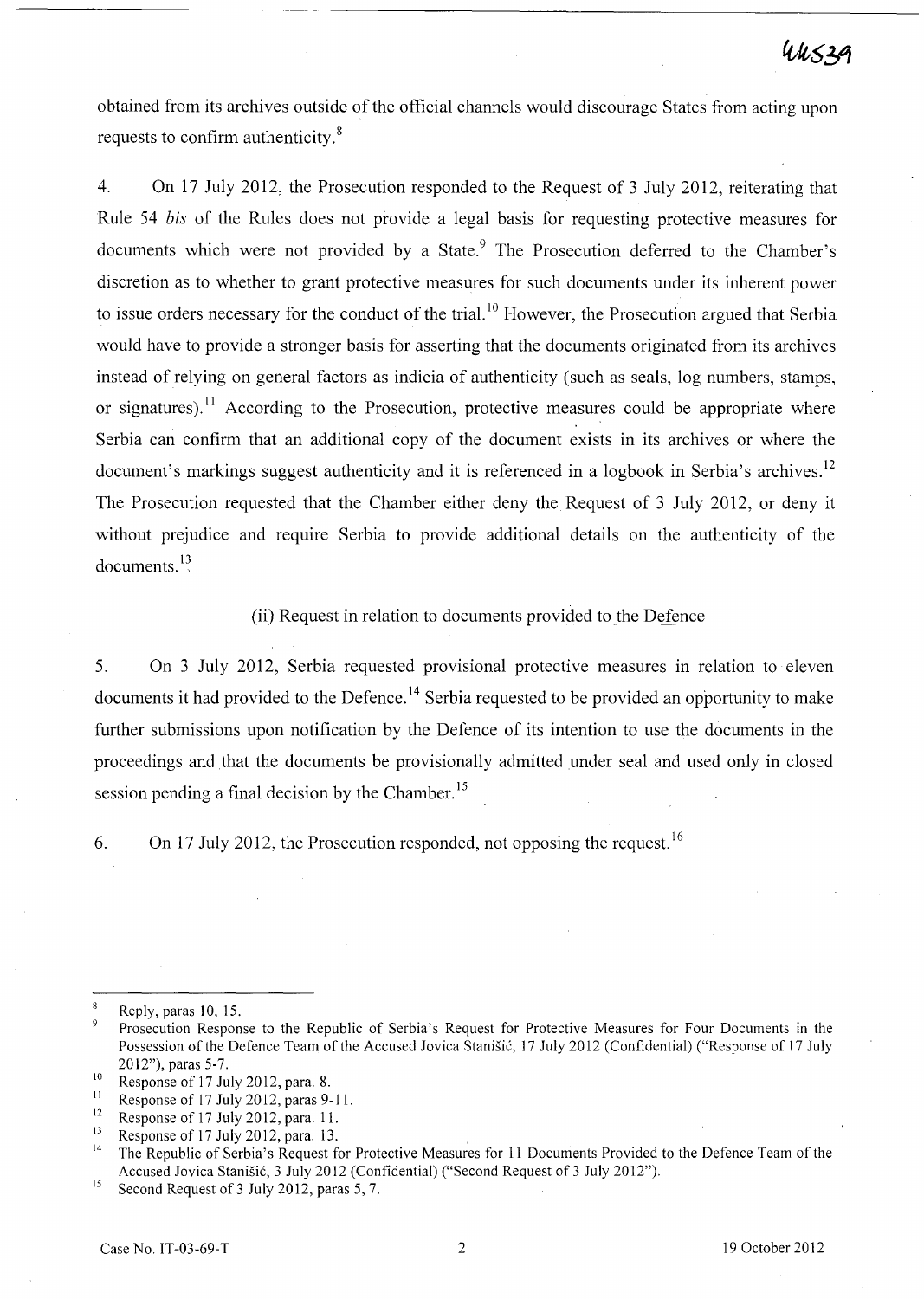obtained from its archives outside of the official channels would discourage States from acting upon requests to confirm authenticity.[8]

4. On 17 July 2012, the Prosecution responded to the Request of 3 July 2012, reiterating that Rule 54 *bis* of the Rules does not provide a legal basis for requesting protective measures for documents which were not provided by a State.[9] The Prosecution deferred to the Chamber's discretion as to whether to grant protective measures for such documents under its inherent power to issue orders necessary for the conduct of the trial.[10] However, the Prosecution argued that Serbia would have to provide a stronger basis for asserting that the documents originated from its archives instead of relying on general factors as indicia of authenticity (such as seals, log numbers, stamps, or signatures).[11] According to the Prosecution, protective measures could be appropriate where Serbia can confirm that an additional copy of the document exists in its archives or where the document's markings suggest authenticity and it is referenced in a logbook in Serbia's archives.[12] The Prosecution requested that the Chamber either deny the Request of 3 July 2012, or deny it without prejudice and require Serbia to provide additional details on the authenticity of the documents.[13]

(ii) Request in relation to documents provided to the Defence

5. On 3 July 2012, Serbia requested provisional protective measures in relation to eleven documents it had provided to the Defence.[14] Serbia requested to be provided an opportunity to make further submissions upon notification by the Defence of its intention to use the documents in the proceedings and that the documents be provisionally admitted under seal and used only in closed session pending a final decision by the Chamber.[15]

6. On 17 July 2012, the Prosecution responded, not opposing the request.[16]

---

[8] Reply, paras 10, 15.

[9] Prosecution Response to the Republic of Serbia's Request for Protective Measures for Four Documents in the Possession of the Defence Team of the Accused Jovica Stanišić, 17 July 2012 (Confidential) ("Response of 17 July 2012"), paras 5-7.

[10] Response of 17 July 2012, para. 8.

[11] Response of 17 July 2012, paras 9-11.

[12] Response of 17 July 2012, para. 11.

[13] Response of 17 July 2012, para. 13.

[14] The Republic of Serbia's Request for Protective Measures for 11 Documents Provided to the Defence Team of the Accused Jovica Stanišić, 3 July 2012 (Confidential) ("Second Request of 3 July 2012").

[15] Second Request of 3 July 2012, paras 5, 7.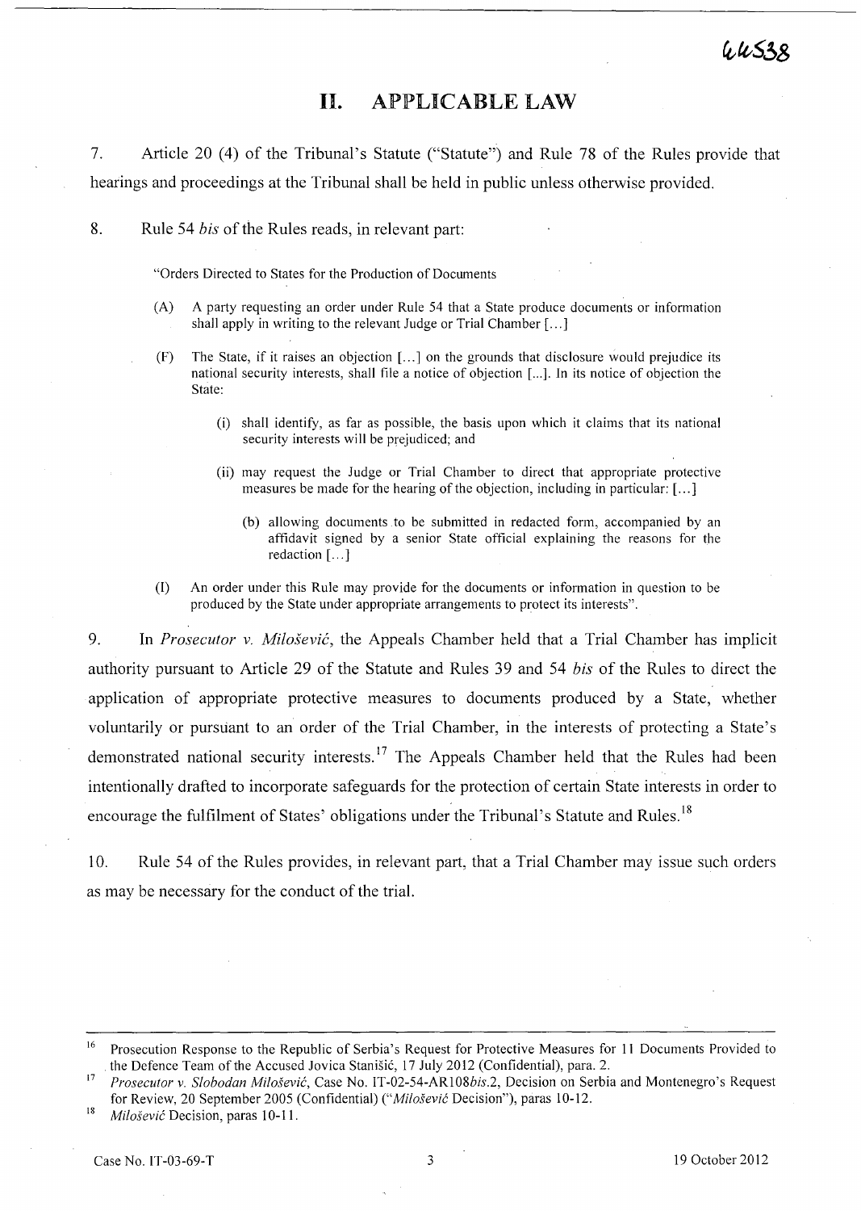# II. APPLICABLE LAW

7. Article 20 (4) of the Tribunal's Statute ("Statute") and Rule 78 of the Rules provide that hearings and proceedings at the Tribunal shall be held in public unless otherwise provided.

8. Rule 54 *bis* of the Rules reads, in relevant part:

> "Orders Directed to States for the Production of Documents
>
> (A) A party requesting an order under Rule 54 that a State produce documents or information shall apply in writing to the relevant Judge or Trial Chamber [...]
>
> (F) The State, if it raises an objection [...] on the grounds that disclosure would prejudice its national security interests, shall file a notice of objection [...]. In its notice of objection the State:
>
> (i) shall identify, as far as possible, the basis upon which it claims that its national security interests will be prejudiced; and
>
> (ii) may request the Judge or Trial Chamber to direct that appropriate protective measures be made for the hearing of the objection, including in particular: [...]
>
> (b) allowing documents to be submitted in redacted form, accompanied by an affidavit signed by a senior State official explaining the reasons for the redaction [...]
>
> (I) An order under this Rule may provide for the documents or information in question to be produced by the State under appropriate arrangements to protect its interests".

9. In *Prosecutor v. Milošević*, the Appeals Chamber held that a Trial Chamber has implicit authority pursuant to Article 29 of the Statute and Rules 39 and 54 *bis* of the Rules to direct the application of appropriate protective measures to documents produced by a State, whether voluntarily or pursuant to an order of the Trial Chamber, in the interests of protecting a State's demonstrated national security interests.[17] The Appeals Chamber held that the Rules had been intentionally drafted to incorporate safeguards for the protection of certain State interests in order to encourage the fulfilment of States' obligations under the Tribunal's Statute and Rules.[18]

10. Rule 54 of the Rules provides, in relevant part, that a Trial Chamber may issue such orders as may be necessary for the conduct of the trial.

---

[16] Prosecution Response to the Republic of Serbia's Request for Protective Measures for 11 Documents Provided to the Defence Team of the Accused Jovica Stanišić, 17 July 2012 (Confidential), para. 2.

[17] *Prosecutor v. Slobodan Milošević*, Case No. IT-02-54-AR108*bis*.2, Decision on Serbia and Montenegro's Request for Review, 20 September 2005 (Confidential) ("*Milošević* Decision"), paras 10-12.

[18] *Milošević* Decision, paras 10-11.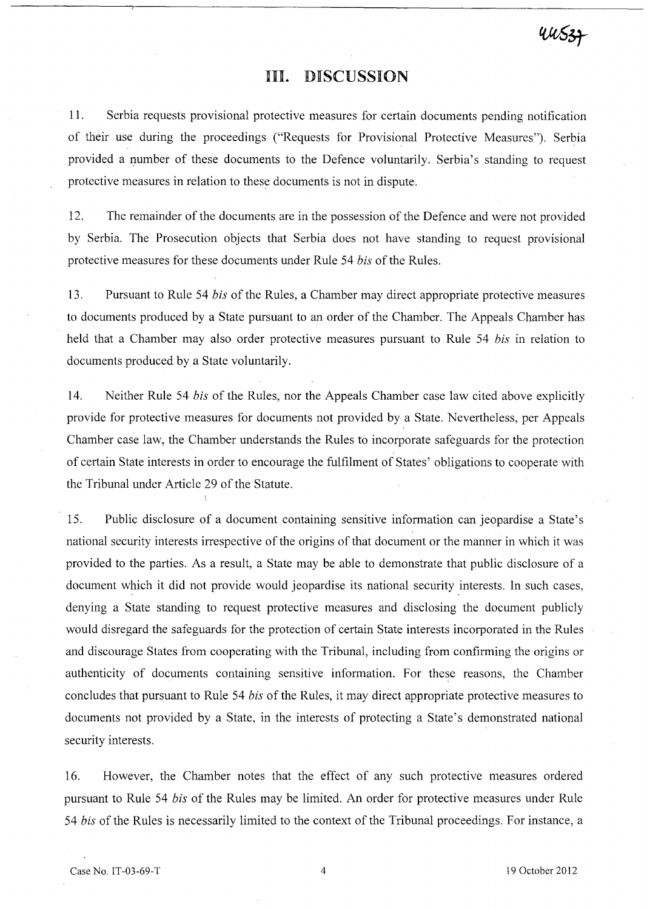# III. DISCUSSION

11. Serbia requests provisional protective measures for certain documents pending notification of their use during the proceedings ("Requests for Provisional Protective Measures"). Serbia provided a number of these documents to the Defence voluntarily. Serbia's standing to request protective measures in relation to these documents is not in dispute.

12. The remainder of the documents are in the possession of the Defence and were not provided by Serbia. The Prosecution objects that Serbia does not have standing to request provisional protective measures for these documents under Rule 54 *bis* of the Rules.

13. Pursuant to Rule 54 *bis* of the Rules, a Chamber may direct appropriate protective measures to documents produced by a State pursuant to an order of the Chamber. The Appeals Chamber has held that a Chamber may also order protective measures pursuant to Rule 54 *bis* in relation to documents produced by a State voluntarily.

14. Neither Rule 54 *bis* of the Rules, nor the Appeals Chamber case law cited above explicitly provide for protective measures for documents not provided by a State. Nevertheless, per Appeals Chamber case law, the Chamber understands the Rules to incorporate safeguards for the protection of certain State interests in order to encourage the fulfilment of States' obligations to cooperate with the Tribunal under Article 29 of the Statute.

15. Public disclosure of a document containing sensitive information can jeopardise a State's national security interests irrespective of the origins of that document or the manner in which it was provided to the parties. As a result, a State may be able to demonstrate that public disclosure of a document which it did not provide would jeopardise its national security interests. In such cases, denying a State standing to request protective measures and disclosing the document publicly would disregard the safeguards for the protection of certain State interests incorporated in the Rules and discourage States from cooperating with the Tribunal, including from confirming the origins or authenticity of documents containing sensitive information. For these reasons, the Chamber concludes that pursuant to Rule 54 *bis* of the Rules, it may direct appropriate protective measures to documents not provided by a State, in the interests of protecting a State's demonstrated national security interests.

16. However, the Chamber notes that the effect of any such protective measures ordered pursuant to Rule 54 *bis* of the Rules may be limited. An order for protective measures under Rule 54 *bis* of the Rules is necessarily limited to the context of the Tribunal proceedings. For instance, a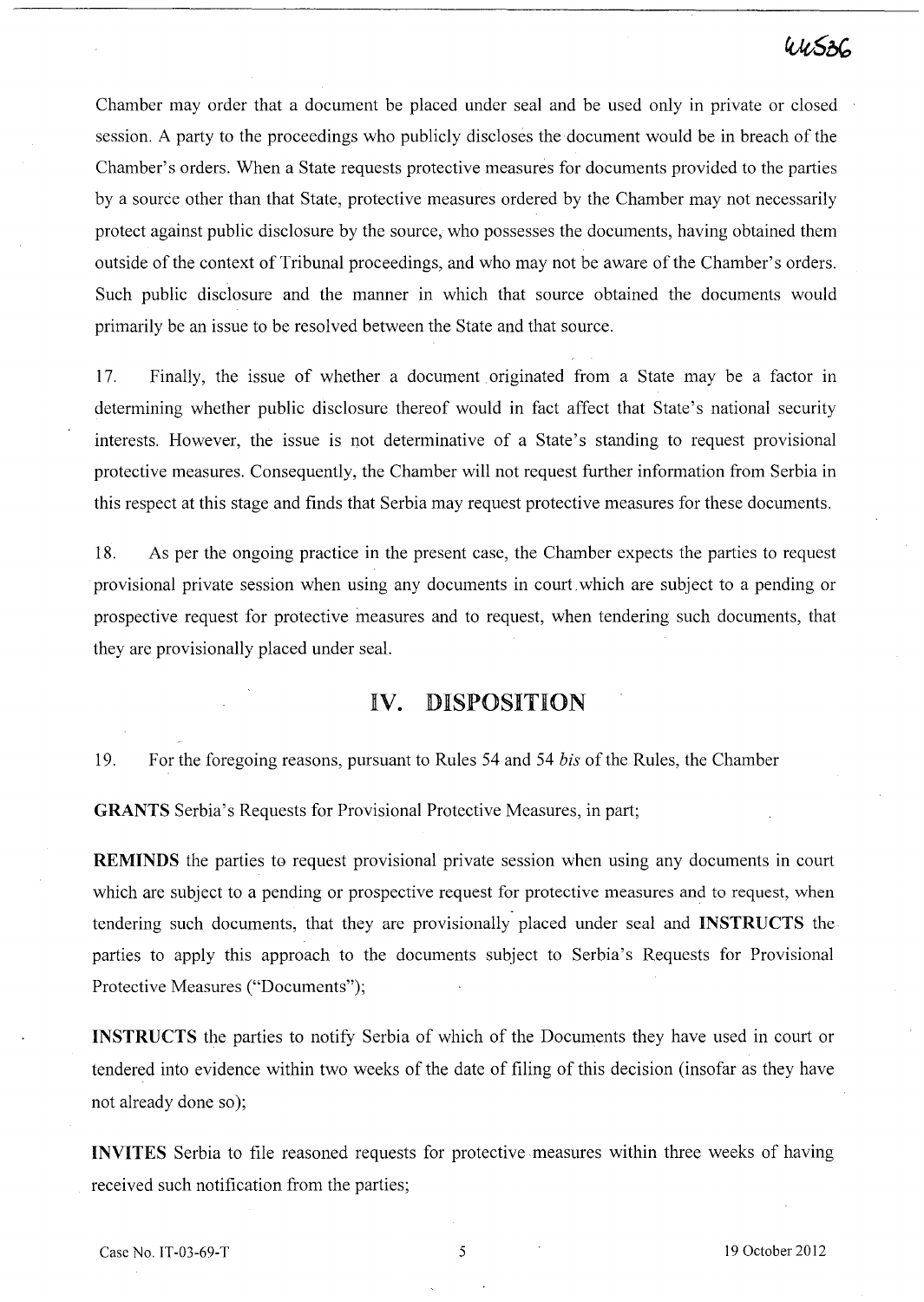Chamber may order that a document be placed under seal and be used only in private or closed session. A party to the proceedings who publicly discloses the document would be in breach of the Chamber's orders. When a State requests protective measures for documents provided to the parties by a source other than that State, protective measures ordered by the Chamber may not necessarily protect against public disclosure by the source, who possesses the documents, having obtained them outside of the context of Tribunal proceedings, and who may not be aware of the Chamber's orders. Such public disclosure and the manner in which that source obtained the documents would primarily be an issue to be resolved between the State and that source.

17. Finally, the issue of whether a document originated from a State may be a factor in determining whether public disclosure thereof would in fact affect that State's national security interests. However, the issue is not determinative of a State's standing to request provisional protective measures. Consequently, the Chamber will not request further information from Serbia in this respect at this stage and finds that Serbia may request protective measures for these documents.

18. As per the ongoing practice in the present case, the Chamber expects the parties to request provisional private session when using any documents in court which are subject to a pending or prospective request for protective measures and to request, when tendering such documents, that they are provisionally placed under seal.

## IV. DISPOSITION

19. For the foregoing reasons, pursuant to Rules 54 and 54 *bis* of the Rules, the Chamber

**GRANTS** Serbia's Requests for Provisional Protective Measures, in part;

**REMINDS** the parties to request provisional private session when using any documents in court which are subject to a pending or prospective request for protective measures and to request, when tendering such documents, that they are provisionally placed under seal and **INSTRUCTS** the parties to apply this approach to the documents subject to Serbia's Requests for Provisional Protective Measures ("Documents");

**INSTRUCTS** the parties to notify Serbia of which of the Documents they have used in court or tendered into evidence within two weeks of the date of filing of this decision (insofar as they have not already done so);

**INVITES** Serbia to file reasoned requests for protective measures within three weeks of having received such notification from the parties;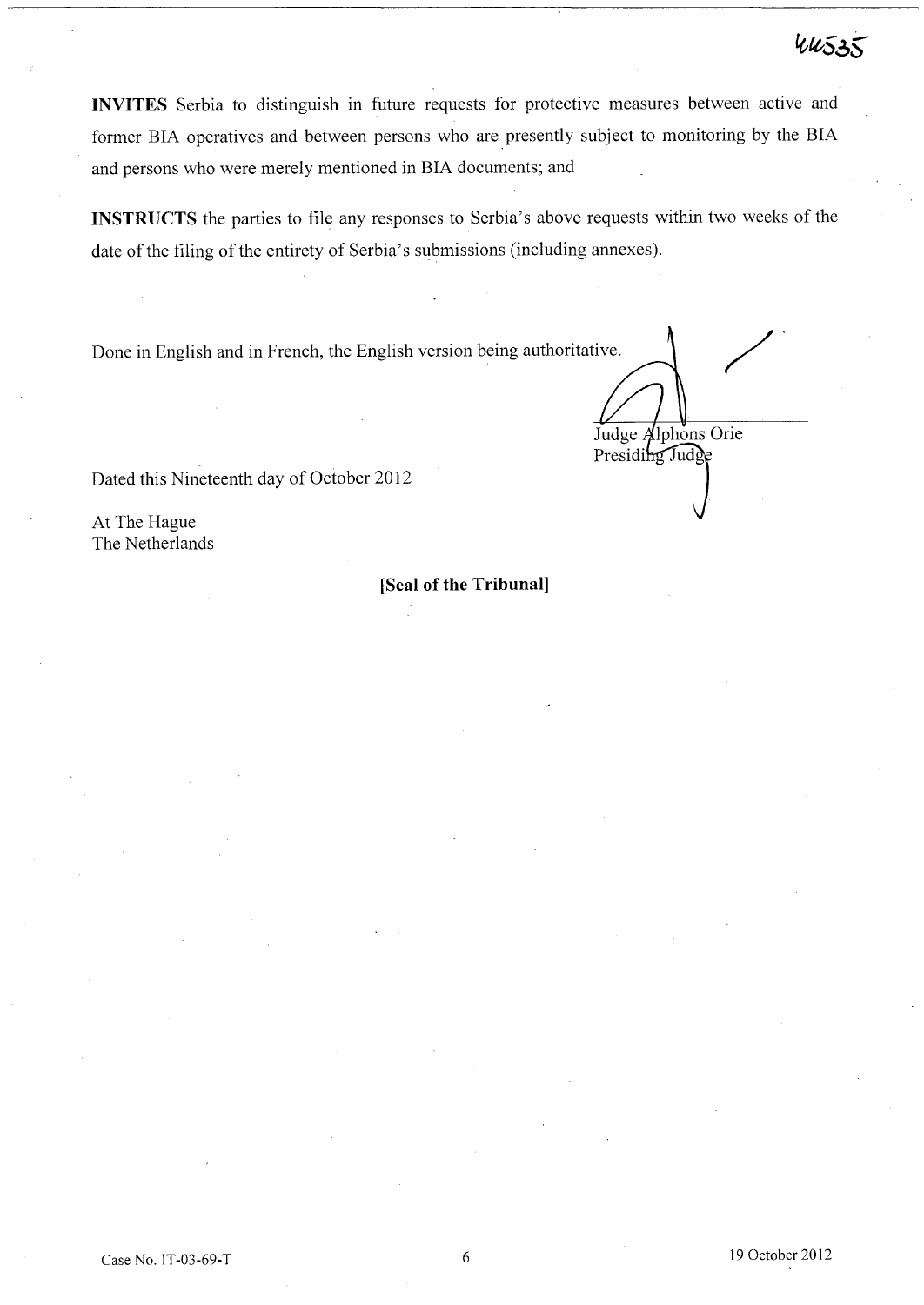**INVITES** Serbia to distinguish in future requests for protective measures between active and former BIA operatives and between persons who are presently subject to monitoring by the BIA and persons who were merely mentioned in BIA documents; and

**INSTRUCTS** the parties to file any responses to Serbia's above requests within two weeks of the date of the filing of the entirety of Serbia's submissions (including annexes).

Done in English and in French, the English version being authoritative.

Judge Alphons Orie
Presiding Judge

Dated this Nineteenth day of October 2012

At The Hague
The Netherlands

**[Seal of the Tribunal]**